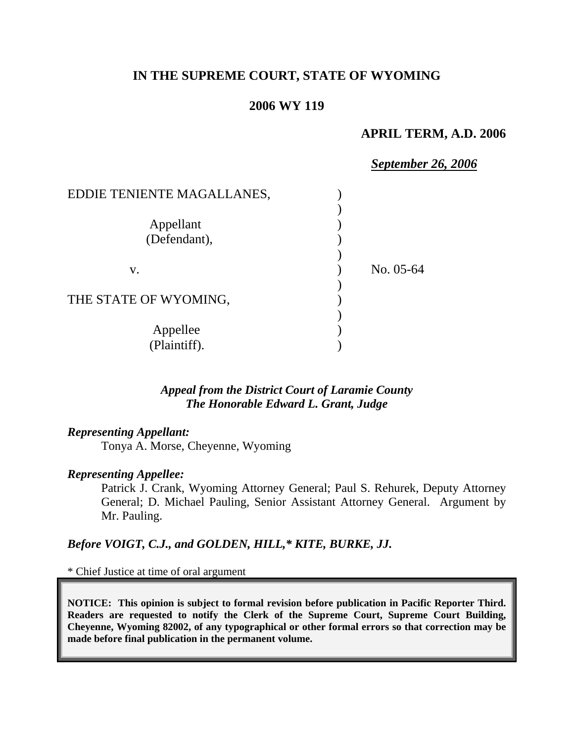**IN THE SUPREME COURT, STATE OF WYOMING**

**2006 WY 119**

**APRIL TERM, A.D. 2006**

***September 26, 2006***

| | | |
|---|---|---|
| EDDIE TENIENTE MAGALLANES, | ) | |
| | ) | |
| Appellant | ) | |
| (Defendant), | ) | |
| | ) | |
| v. | ) | No. 05-64 |
| | ) | |
| THE STATE OF WYOMING, | ) | |
| | ) | |
| Appellee | ) | |
| (Plaintiff). | ) | |

***Appeal from the District Court of Laramie County***
***The Honorable Edward L. Grant, Judge***

***Representing Appellant:***

Tonya A. Morse, Cheyenne, Wyoming

***Representing Appellee:***

Patrick J. Crank, Wyoming Attorney General; Paul S. Rehurek, Deputy Attorney General; D. Michael Pauling, Senior Assistant Attorney General. Argument by Mr. Pauling.

***Before VOIGT, C.J., and GOLDEN, HILL,* KITE, BURKE, JJ.***

* Chief Justice at time of oral argument

**NOTICE: This opinion is subject to formal revision before publication in Pacific Reporter Third. Readers are requested to notify the Clerk of the Supreme Court, Supreme Court Building, Cheyenne, Wyoming 82002, of any typographical or other formal errors so that correction may be made before final publication in the permanent volume.**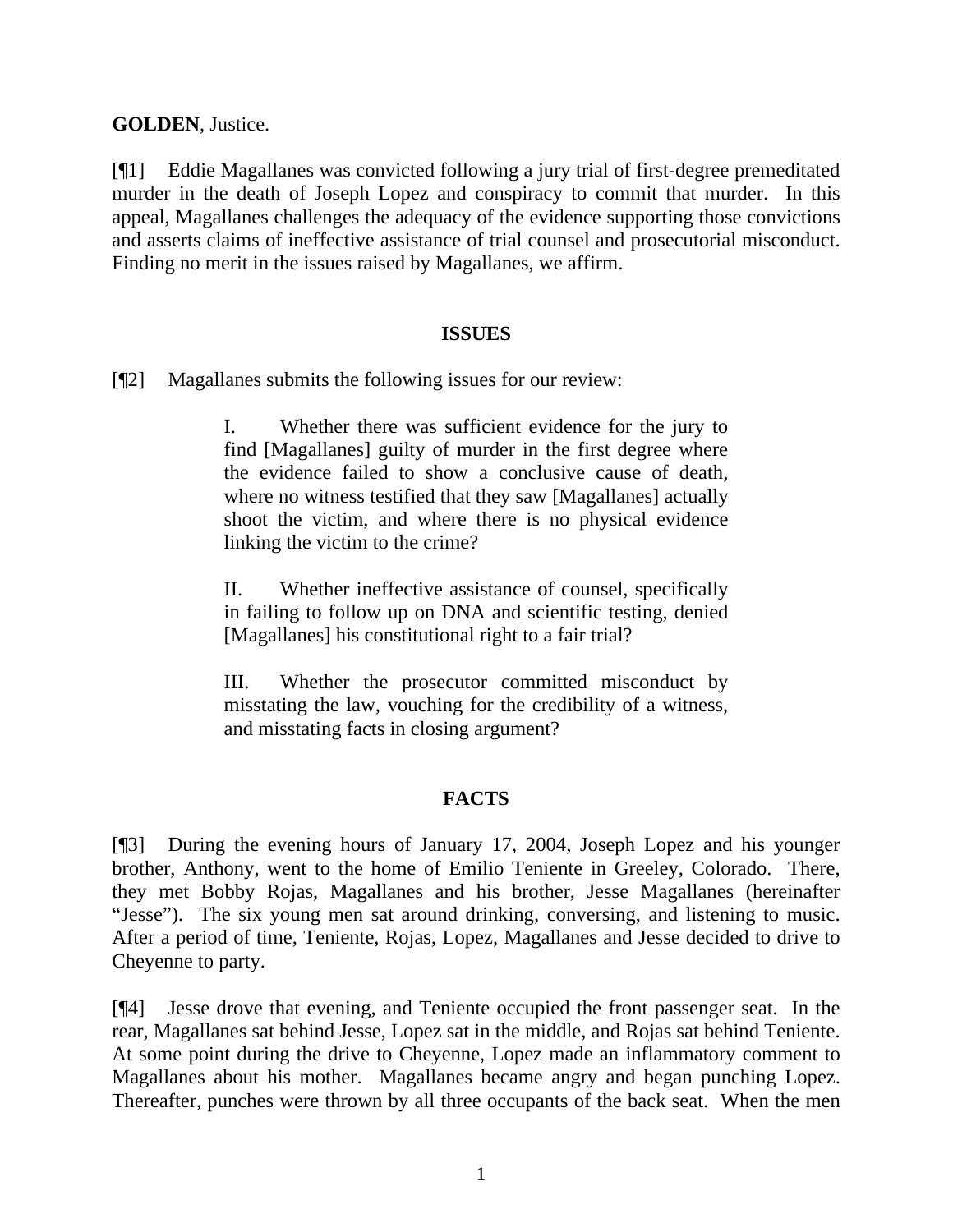**GOLDEN**, Justice.

[¶1] Eddie Magallanes was convicted following a jury trial of first-degree premeditated murder in the death of Joseph Lopez and conspiracy to commit that murder. In this appeal, Magallanes challenges the adequacy of the evidence supporting those convictions and asserts claims of ineffective assistance of trial counsel and prosecutorial misconduct. Finding no merit in the issues raised by Magallanes, we affirm.

## ISSUES

[¶2] Magallanes submits the following issues for our review:

> I. Whether there was sufficient evidence for the jury to find [Magallanes] guilty of murder in the first degree where the evidence failed to show a conclusive cause of death, where no witness testified that they saw [Magallanes] actually shoot the victim, and where there is no physical evidence linking the victim to the crime?
>
> II. Whether ineffective assistance of counsel, specifically in failing to follow up on DNA and scientific testing, denied [Magallanes] his constitutional right to a fair trial?
>
> III. Whether the prosecutor committed misconduct by misstating the law, vouching for the credibility of a witness, and misstating facts in closing argument?

## FACTS

[¶3] During the evening hours of January 17, 2004, Joseph Lopez and his younger brother, Anthony, went to the home of Emilio Teniente in Greeley, Colorado. There, they met Bobby Rojas, Magallanes and his brother, Jesse Magallanes (hereinafter "Jesse"). The six young men sat around drinking, conversing, and listening to music. After a period of time, Teniente, Rojas, Lopez, Magallanes and Jesse decided to drive to Cheyenne to party.

[¶4] Jesse drove that evening, and Teniente occupied the front passenger seat. In the rear, Magallanes sat behind Jesse, Lopez sat in the middle, and Rojas sat behind Teniente. At some point during the drive to Cheyenne, Lopez made an inflammatory comment to Magallanes about his mother. Magallanes became angry and began punching Lopez. Thereafter, punches were thrown by all three occupants of the back seat. When the men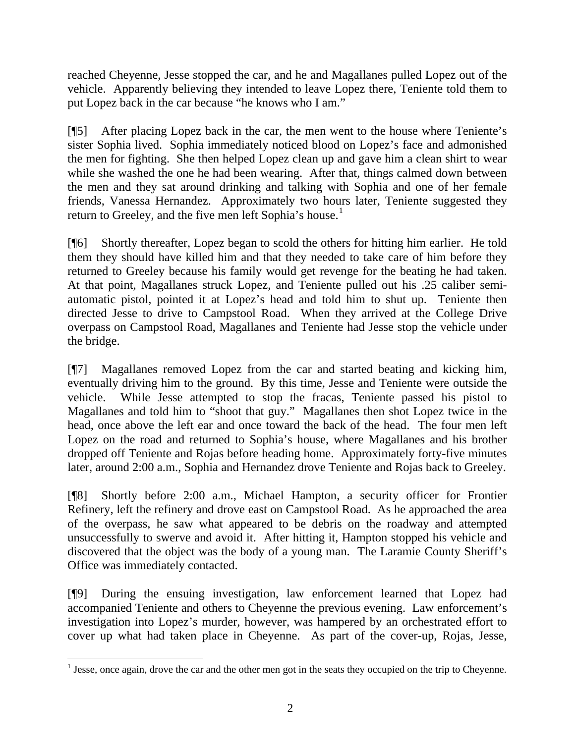reached Cheyenne, Jesse stopped the car, and he and Magallanes pulled Lopez out of the vehicle. Apparently believing they intended to leave Lopez there, Teniente told them to put Lopez back in the car because "he knows who I am."

[¶5] After placing Lopez back in the car, the men went to the house where Teniente's sister Sophia lived. Sophia immediately noticed blood on Lopez's face and admonished the men for fighting. She then helped Lopez clean up and gave him a clean shirt to wear while she washed the one he had been wearing. After that, things calmed down between the men and they sat around drinking and talking with Sophia and one of her female friends, Vanessa Hernandez. Approximately two hours later, Teniente suggested they return to Greeley, and the five men left Sophia's house.[1]

[¶6] Shortly thereafter, Lopez began to scold the others for hitting him earlier. He told them they should have killed him and that they needed to take care of him before they returned to Greeley because his family would get revenge for the beating he had taken. At that point, Magallanes struck Lopez, and Teniente pulled out his .25 caliber semi-automatic pistol, pointed it at Lopez's head and told him to shut up. Teniente then directed Jesse to drive to Campstool Road. When they arrived at the College Drive overpass on Campstool Road, Magallanes and Teniente had Jesse stop the vehicle under the bridge.

[¶7] Magallanes removed Lopez from the car and started beating and kicking him, eventually driving him to the ground. By this time, Jesse and Teniente were outside the vehicle. While Jesse attempted to stop the fracas, Teniente passed his pistol to Magallanes and told him to "shoot that guy." Magallanes then shot Lopez twice in the head, once above the left ear and once toward the back of the head. The four men left Lopez on the road and returned to Sophia's house, where Magallanes and his brother dropped off Teniente and Rojas before heading home. Approximately forty-five minutes later, around 2:00 a.m., Sophia and Hernandez drove Teniente and Rojas back to Greeley.

[¶8] Shortly before 2:00 a.m., Michael Hampton, a security officer for Frontier Refinery, left the refinery and drove east on Campstool Road. As he approached the area of the overpass, he saw what appeared to be debris on the roadway and attempted unsuccessfully to swerve and avoid it. After hitting it, Hampton stopped his vehicle and discovered that the object was the body of a young man. The Laramie County Sheriff's Office was immediately contacted.

[¶9] During the ensuing investigation, law enforcement learned that Lopez had accompanied Teniente and others to Cheyenne the previous evening. Law enforcement's investigation into Lopez's murder, however, was hampered by an orchestrated effort to cover up what had taken place in Cheyenne. As part of the cover-up, Rojas, Jesse,

[1] Jesse, once again, drove the car and the other men got in the seats they occupied on the trip to Cheyenne.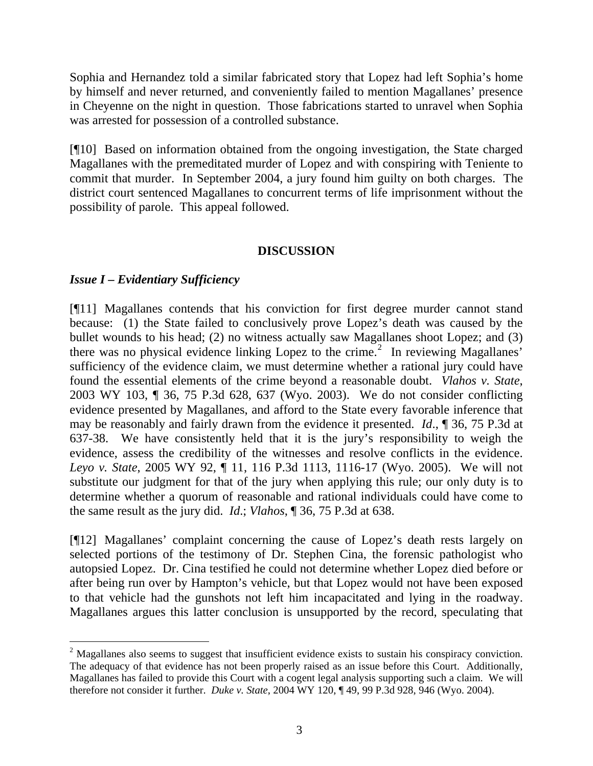Sophia and Hernandez told a similar fabricated story that Lopez had left Sophia's home by himself and never returned, and conveniently failed to mention Magallanes' presence in Cheyenne on the night in question. Those fabrications started to unravel when Sophia was arrested for possession of a controlled substance.

[¶10] Based on information obtained from the ongoing investigation, the State charged Magallanes with the premeditated murder of Lopez and with conspiring with Teniente to commit that murder. In September 2004, a jury found him guilty on both charges. The district court sentenced Magallanes to concurrent terms of life imprisonment without the possibility of parole. This appeal followed.

## DISCUSSION

### *Issue I – Evidentiary Sufficiency*

[¶11] Magallanes contends that his conviction for first degree murder cannot stand because: (1) the State failed to conclusively prove Lopez's death was caused by the bullet wounds to his head; (2) no witness actually saw Magallanes shoot Lopez; and (3) there was no physical evidence linking Lopez to the crime.[2] In reviewing Magallanes' sufficiency of the evidence claim, we must determine whether a rational jury could have found the essential elements of the crime beyond a reasonable doubt. *Vlahos v. State*, 2003 WY 103, ¶ 36, 75 P.3d 628, 637 (Wyo. 2003). We do not consider conflicting evidence presented by Magallanes, and afford to the State every favorable inference that may be reasonably and fairly drawn from the evidence it presented. *Id*., ¶ 36, 75 P.3d at 637-38. We have consistently held that it is the jury's responsibility to weigh the evidence, assess the credibility of the witnesses and resolve conflicts in the evidence. *Leyo v. State*, 2005 WY 92, ¶ 11, 116 P.3d 1113, 1116-17 (Wyo. 2005). We will not substitute our judgment for that of the jury when applying this rule; our only duty is to determine whether a quorum of reasonable and rational individuals could have come to the same result as the jury did. *Id*.; *Vlahos*, ¶ 36, 75 P.3d at 638.

[¶12] Magallanes' complaint concerning the cause of Lopez's death rests largely on selected portions of the testimony of Dr. Stephen Cina, the forensic pathologist who autopsied Lopez. Dr. Cina testified he could not determine whether Lopez died before or after being run over by Hampton's vehicle, but that Lopez would not have been exposed to that vehicle had the gunshots not left him incapacitated and lying in the roadway. Magallanes argues this latter conclusion is unsupported by the record, speculating that

---

[2] Magallanes also seems to suggest that insufficient evidence exists to sustain his conspiracy conviction. The adequacy of that evidence has not been properly raised as an issue before this Court. Additionally, Magallanes has failed to provide this Court with a cogent legal analysis supporting such a claim. We will therefore not consider it further. *Duke v. State*, 2004 WY 120, ¶ 49, 99 P.3d 928, 946 (Wyo. 2004).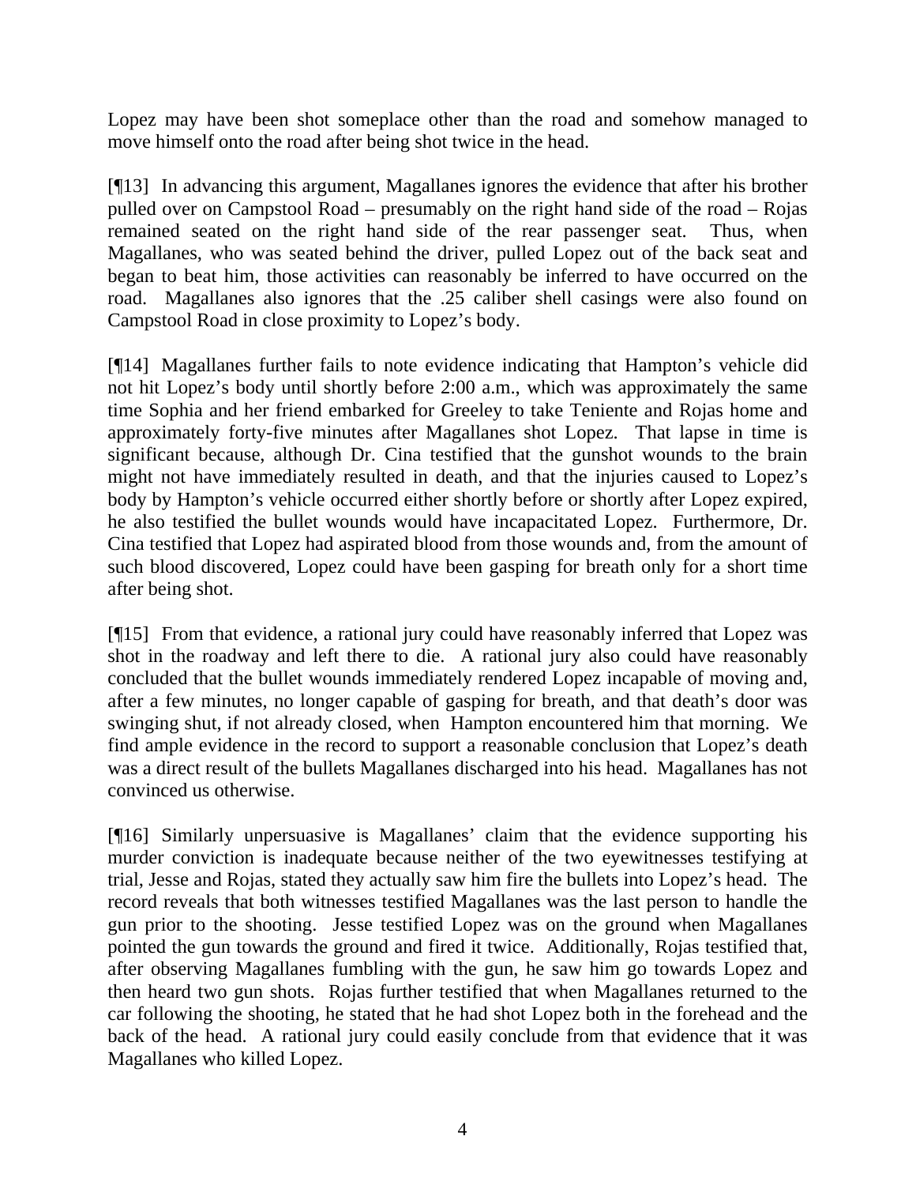Lopez may have been shot someplace other than the road and somehow managed to move himself onto the road after being shot twice in the head.

[¶13] In advancing this argument, Magallanes ignores the evidence that after his brother pulled over on Campstool Road – presumably on the right hand side of the road – Rojas remained seated on the right hand side of the rear passenger seat. Thus, when Magallanes, who was seated behind the driver, pulled Lopez out of the back seat and began to beat him, those activities can reasonably be inferred to have occurred on the road. Magallanes also ignores that the .25 caliber shell casings were also found on Campstool Road in close proximity to Lopez's body.

[¶14] Magallanes further fails to note evidence indicating that Hampton's vehicle did not hit Lopez's body until shortly before 2:00 a.m., which was approximately the same time Sophia and her friend embarked for Greeley to take Teniente and Rojas home and approximately forty-five minutes after Magallanes shot Lopez. That lapse in time is significant because, although Dr. Cina testified that the gunshot wounds to the brain might not have immediately resulted in death, and that the injuries caused to Lopez's body by Hampton's vehicle occurred either shortly before or shortly after Lopez expired, he also testified the bullet wounds would have incapacitated Lopez. Furthermore, Dr. Cina testified that Lopez had aspirated blood from those wounds and, from the amount of such blood discovered, Lopez could have been gasping for breath only for a short time after being shot.

[¶15] From that evidence, a rational jury could have reasonably inferred that Lopez was shot in the roadway and left there to die. A rational jury also could have reasonably concluded that the bullet wounds immediately rendered Lopez incapable of moving and, after a few minutes, no longer capable of gasping for breath, and that death's door was swinging shut, if not already closed, when Hampton encountered him that morning. We find ample evidence in the record to support a reasonable conclusion that Lopez's death was a direct result of the bullets Magallanes discharged into his head. Magallanes has not convinced us otherwise.

[¶16] Similarly unpersuasive is Magallanes' claim that the evidence supporting his murder conviction is inadequate because neither of the two eyewitnesses testifying at trial, Jesse and Rojas, stated they actually saw him fire the bullets into Lopez's head. The record reveals that both witnesses testified Magallanes was the last person to handle the gun prior to the shooting. Jesse testified Lopez was on the ground when Magallanes pointed the gun towards the ground and fired it twice. Additionally, Rojas testified that, after observing Magallanes fumbling with the gun, he saw him go towards Lopez and then heard two gun shots. Rojas further testified that when Magallanes returned to the car following the shooting, he stated that he had shot Lopez both in the forehead and the back of the head. A rational jury could easily conclude from that evidence that it was Magallanes who killed Lopez.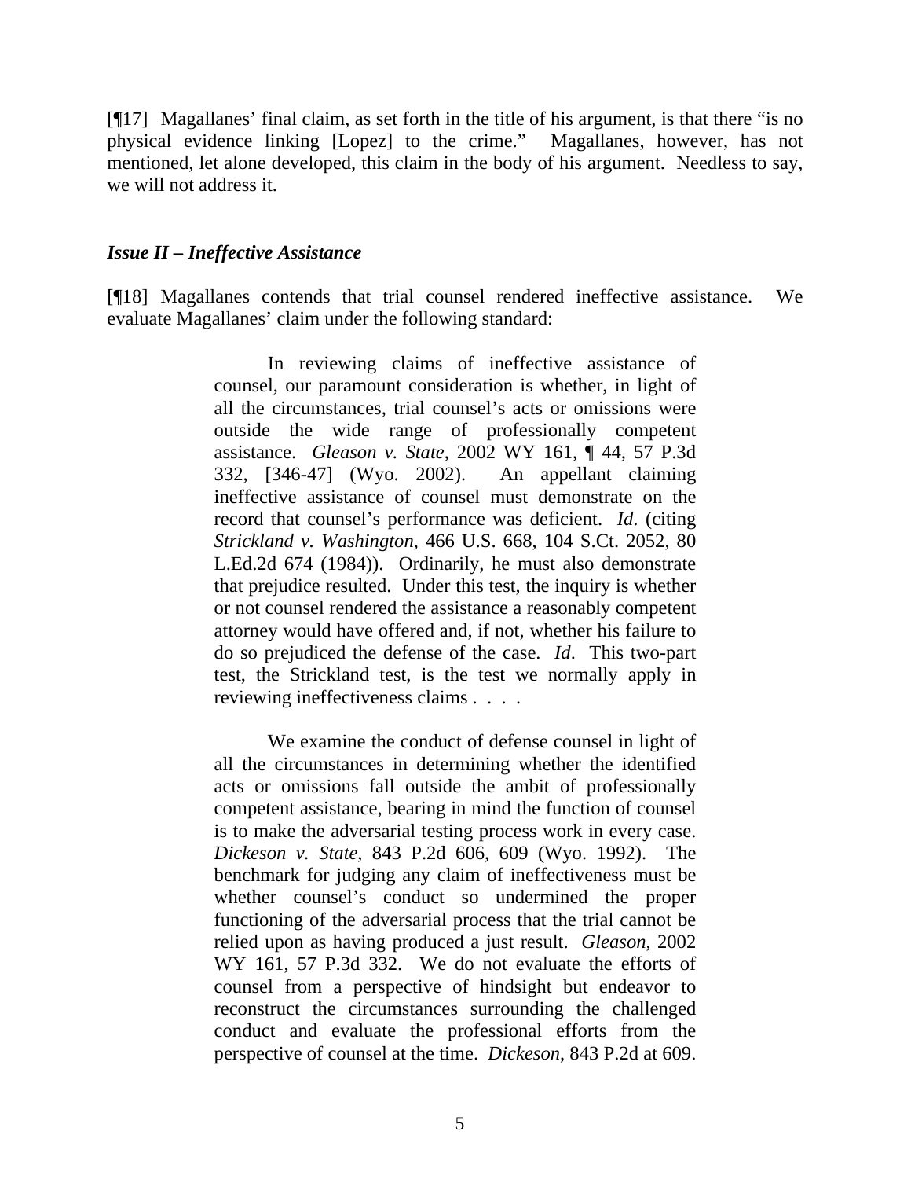[¶17] Magallanes' final claim, as set forth in the title of his argument, is that there "is no physical evidence linking [Lopez] to the crime." Magallanes, however, has not mentioned, let alone developed, this claim in the body of his argument. Needless to say, we will not address it.

### *Issue II – Ineffective Assistance*

[¶18] Magallanes contends that trial counsel rendered ineffective assistance. We evaluate Magallanes' claim under the following standard:

> In reviewing claims of ineffective assistance of counsel, our paramount consideration is whether, in light of all the circumstances, trial counsel's acts or omissions were outside the wide range of professionally competent assistance. *Gleason v. State*, 2002 WY 161, ¶ 44, 57 P.3d 332, [346-47] (Wyo. 2002). An appellant claiming ineffective assistance of counsel must demonstrate on the record that counsel's performance was deficient. *Id.* (citing *Strickland v. Washington*, 466 U.S. 668, 104 S.Ct. 2052, 80 L.Ed.2d 674 (1984)). Ordinarily, he must also demonstrate that prejudice resulted. Under this test, the inquiry is whether or not counsel rendered the assistance a reasonably competent attorney would have offered and, if not, whether his failure to do so prejudiced the defense of the case. *Id*. This two-part test, the Strickland test, is the test we normally apply in reviewing ineffectiveness claims . . . .
>
> We examine the conduct of defense counsel in light of all the circumstances in determining whether the identified acts or omissions fall outside the ambit of professionally competent assistance, bearing in mind the function of counsel is to make the adversarial testing process work in every case. *Dickeson v. State*, 843 P.2d 606, 609 (Wyo. 1992). The benchmark for judging any claim of ineffectiveness must be whether counsel's conduct so undermined the proper functioning of the adversarial process that the trial cannot be relied upon as having produced a just result. *Gleason*, 2002 WY 161, 57 P.3d 332. We do not evaluate the efforts of counsel from a perspective of hindsight but endeavor to reconstruct the circumstances surrounding the challenged conduct and evaluate the professional efforts from the perspective of counsel at the time. *Dickeson*, 843 P.2d at 609.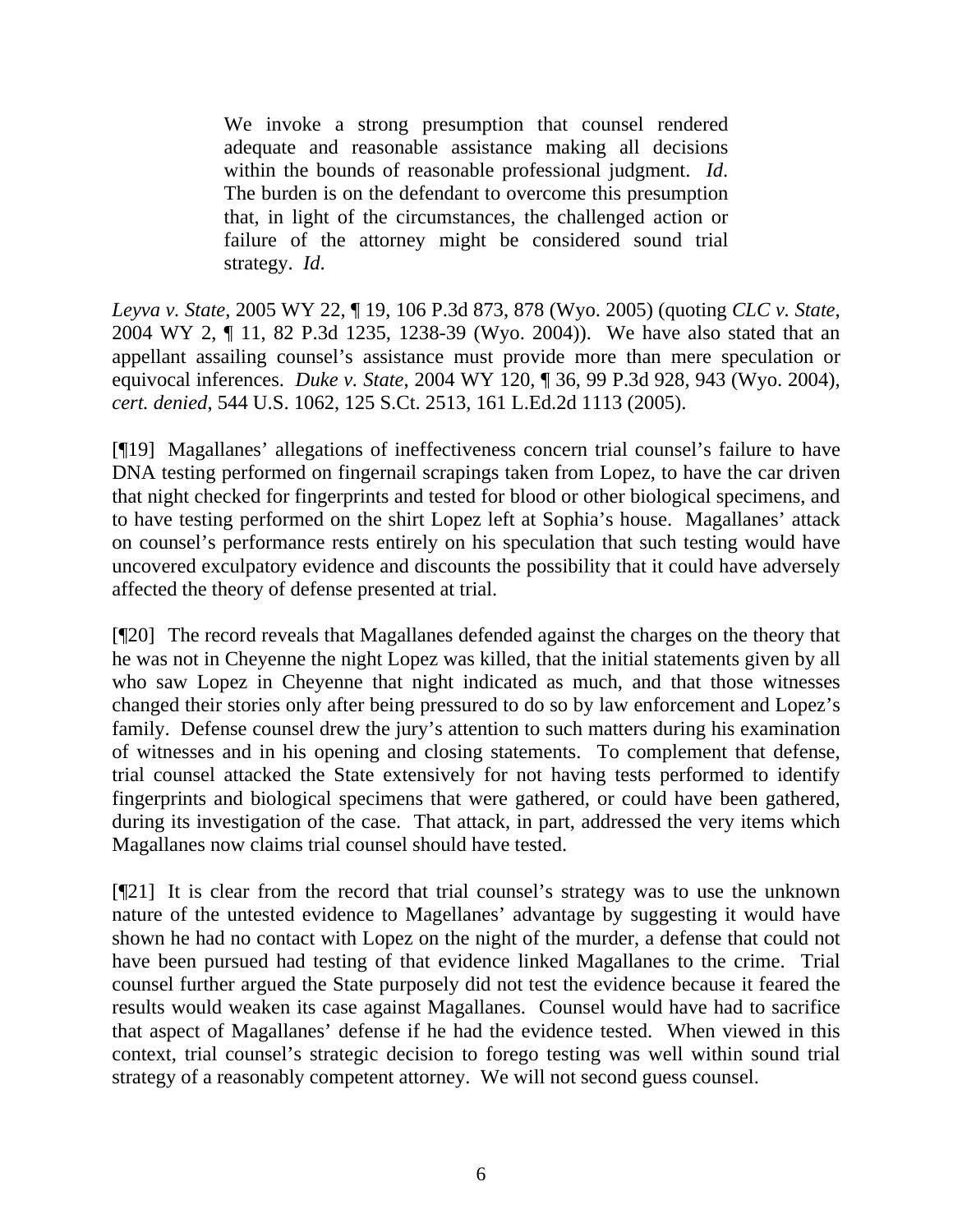> We invoke a strong presumption that counsel rendered adequate and reasonable assistance making all decisions within the bounds of reasonable professional judgment. *Id*. The burden is on the defendant to overcome this presumption that, in light of the circumstances, the challenged action or failure of the attorney might be considered sound trial strategy. *Id*.

*Leyva v. State*, 2005 WY 22, ¶ 19, 106 P.3d 873, 878 (Wyo. 2005) (quoting *CLC v. State*, 2004 WY 2, ¶ 11, 82 P.3d 1235, 1238-39 (Wyo. 2004)). We have also stated that an appellant assailing counsel's assistance must provide more than mere speculation or equivocal inferences. *Duke v. State*, 2004 WY 120, ¶ 36, 99 P.3d 928, 943 (Wyo. 2004), *cert. denied*, 544 U.S. 1062, 125 S.Ct. 2513, 161 L.Ed.2d 1113 (2005).

[¶19] Magallanes' allegations of ineffectiveness concern trial counsel's failure to have DNA testing performed on fingernail scrapings taken from Lopez, to have the car driven that night checked for fingerprints and tested for blood or other biological specimens, and to have testing performed on the shirt Lopez left at Sophia's house. Magallanes' attack on counsel's performance rests entirely on his speculation that such testing would have uncovered exculpatory evidence and discounts the possibility that it could have adversely affected the theory of defense presented at trial.

[¶20] The record reveals that Magallanes defended against the charges on the theory that he was not in Cheyenne the night Lopez was killed, that the initial statements given by all who saw Lopez in Cheyenne that night indicated as much, and that those witnesses changed their stories only after being pressured to do so by law enforcement and Lopez's family. Defense counsel drew the jury's attention to such matters during his examination of witnesses and in his opening and closing statements. To complement that defense, trial counsel attacked the State extensively for not having tests performed to identify fingerprints and biological specimens that were gathered, or could have been gathered, during its investigation of the case. That attack, in part, addressed the very items which Magallanes now claims trial counsel should have tested.

[¶21] It is clear from the record that trial counsel's strategy was to use the unknown nature of the untested evidence to Magellanes' advantage by suggesting it would have shown he had no contact with Lopez on the night of the murder, a defense that could not have been pursued had testing of that evidence linked Magallanes to the crime. Trial counsel further argued the State purposely did not test the evidence because it feared the results would weaken its case against Magallanes. Counsel would have had to sacrifice that aspect of Magallanes' defense if he had the evidence tested. When viewed in this context, trial counsel's strategic decision to forego testing was well within sound trial strategy of a reasonably competent attorney. We will not second guess counsel.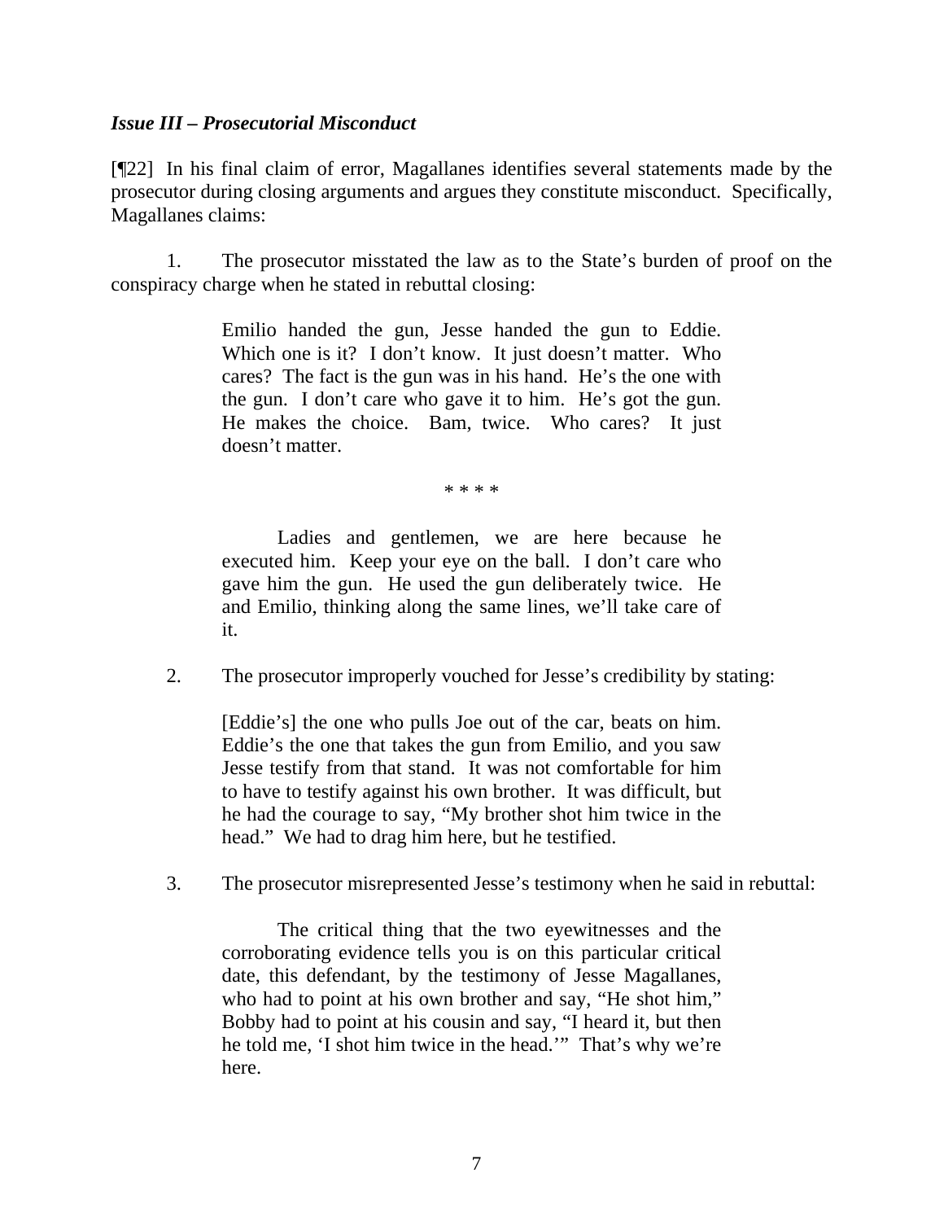***Issue III – Prosecutorial Misconduct***

[¶22] In his final claim of error, Magallanes identifies several statements made by the prosecutor during closing arguments and argues they constitute misconduct. Specifically, Magallanes claims:

1. The prosecutor misstated the law as to the State's burden of proof on the conspiracy charge when he stated in rebuttal closing:

> Emilio handed the gun, Jesse handed the gun to Eddie. Which one is it? I don't know. It just doesn't matter. Who cares? The fact is the gun was in his hand. He's the one with the gun. I don't care who gave it to him. He's got the gun. He makes the choice. Bam, twice. Who cares? It just doesn't matter.
>
> * * * *
>
> Ladies and gentlemen, we are here because he executed him. Keep your eye on the ball. I don't care who gave him the gun. He used the gun deliberately twice. He and Emilio, thinking along the same lines, we'll take care of it.

2. The prosecutor improperly vouched for Jesse's credibility by stating:

> [Eddie's] the one who pulls Joe out of the car, beats on him. Eddie's the one that takes the gun from Emilio, and you saw Jesse testify from that stand. It was not comfortable for him to have to testify against his own brother. It was difficult, but he had the courage to say, "My brother shot him twice in the head." We had to drag him here, but he testified.

3. The prosecutor misrepresented Jesse's testimony when he said in rebuttal:

> The critical thing that the two eyewitnesses and the corroborating evidence tells you is on this particular critical date, this defendant, by the testimony of Jesse Magallanes, who had to point at his own brother and say, "He shot him," Bobby had to point at his cousin and say, "I heard it, but then he told me, 'I shot him twice in the head.'" That's why we're here.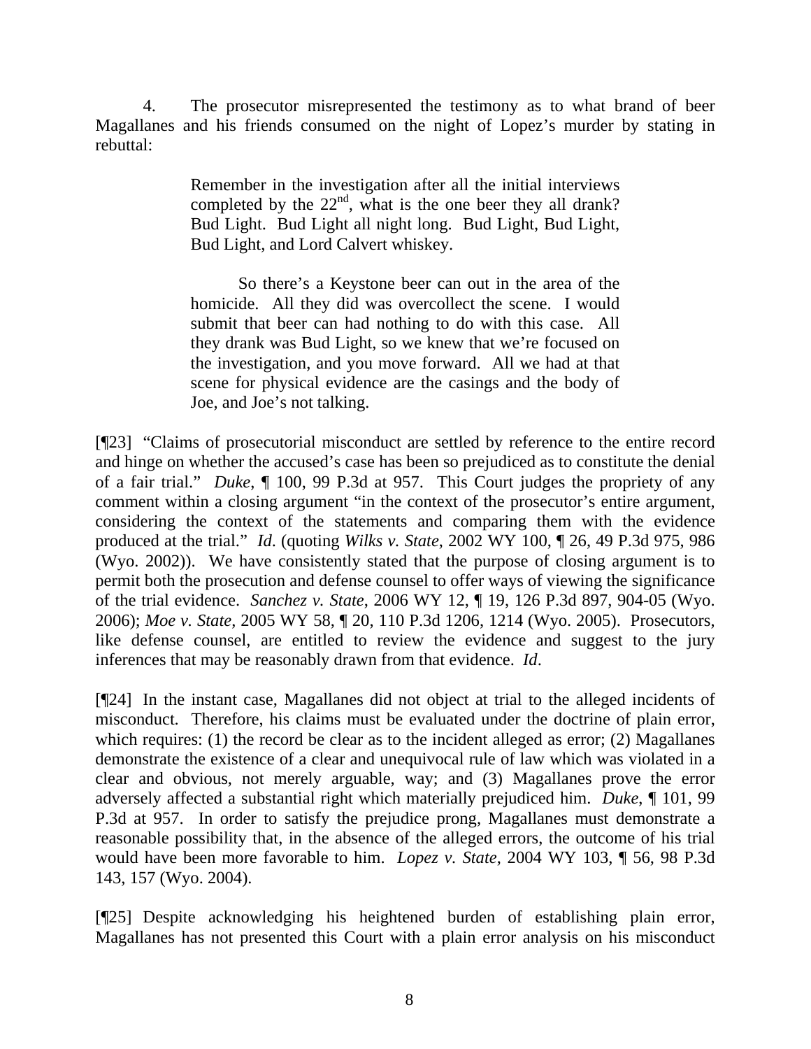4. The prosecutor misrepresented the testimony as to what brand of beer Magallanes and his friends consumed on the night of Lopez's murder by stating in rebuttal:

> Remember in the investigation after all the initial interviews completed by the 22nd, what is the one beer they all drank? Bud Light. Bud Light all night long. Bud Light, Bud Light, Bud Light, and Lord Calvert whiskey.
>
> So there's a Keystone beer can out in the area of the homicide. All they did was overcollect the scene. I would submit that beer can had nothing to do with this case. All they drank was Bud Light, so we knew that we're focused on the investigation, and you move forward. All we had at that scene for physical evidence are the casings and the body of Joe, and Joe's not talking.

[¶23] "Claims of prosecutorial misconduct are settled by reference to the entire record and hinge on whether the accused's case has been so prejudiced as to constitute the denial of a fair trial." *Duke*, ¶ 100, 99 P.3d at 957. This Court judges the propriety of any comment within a closing argument "in the context of the prosecutor's entire argument, considering the context of the statements and comparing them with the evidence produced at the trial." *Id*. (quoting *Wilks v. State*, 2002 WY 100, ¶ 26, 49 P.3d 975, 986 (Wyo. 2002)). We have consistently stated that the purpose of closing argument is to permit both the prosecution and defense counsel to offer ways of viewing the significance of the trial evidence. *Sanchez v. State*, 2006 WY 12, ¶ 19, 126 P.3d 897, 904-05 (Wyo. 2006); *Moe v. State*, 2005 WY 58, ¶ 20, 110 P.3d 1206, 1214 (Wyo. 2005). Prosecutors, like defense counsel, are entitled to review the evidence and suggest to the jury inferences that may be reasonably drawn from that evidence. *Id*.

[¶24] In the instant case, Magallanes did not object at trial to the alleged incidents of misconduct. Therefore, his claims must be evaluated under the doctrine of plain error, which requires: (1) the record be clear as to the incident alleged as error; (2) Magallanes demonstrate the existence of a clear and unequivocal rule of law which was violated in a clear and obvious, not merely arguable, way; and (3) Magallanes prove the error adversely affected a substantial right which materially prejudiced him. *Duke*, ¶ 101, 99 P.3d at 957. In order to satisfy the prejudice prong, Magallanes must demonstrate a reasonable possibility that, in the absence of the alleged errors, the outcome of his trial would have been more favorable to him. *Lopez v. State*, 2004 WY 103, ¶ 56, 98 P.3d 143, 157 (Wyo. 2004).

[¶25] Despite acknowledging his heightened burden of establishing plain error, Magallanes has not presented this Court with a plain error analysis on his misconduct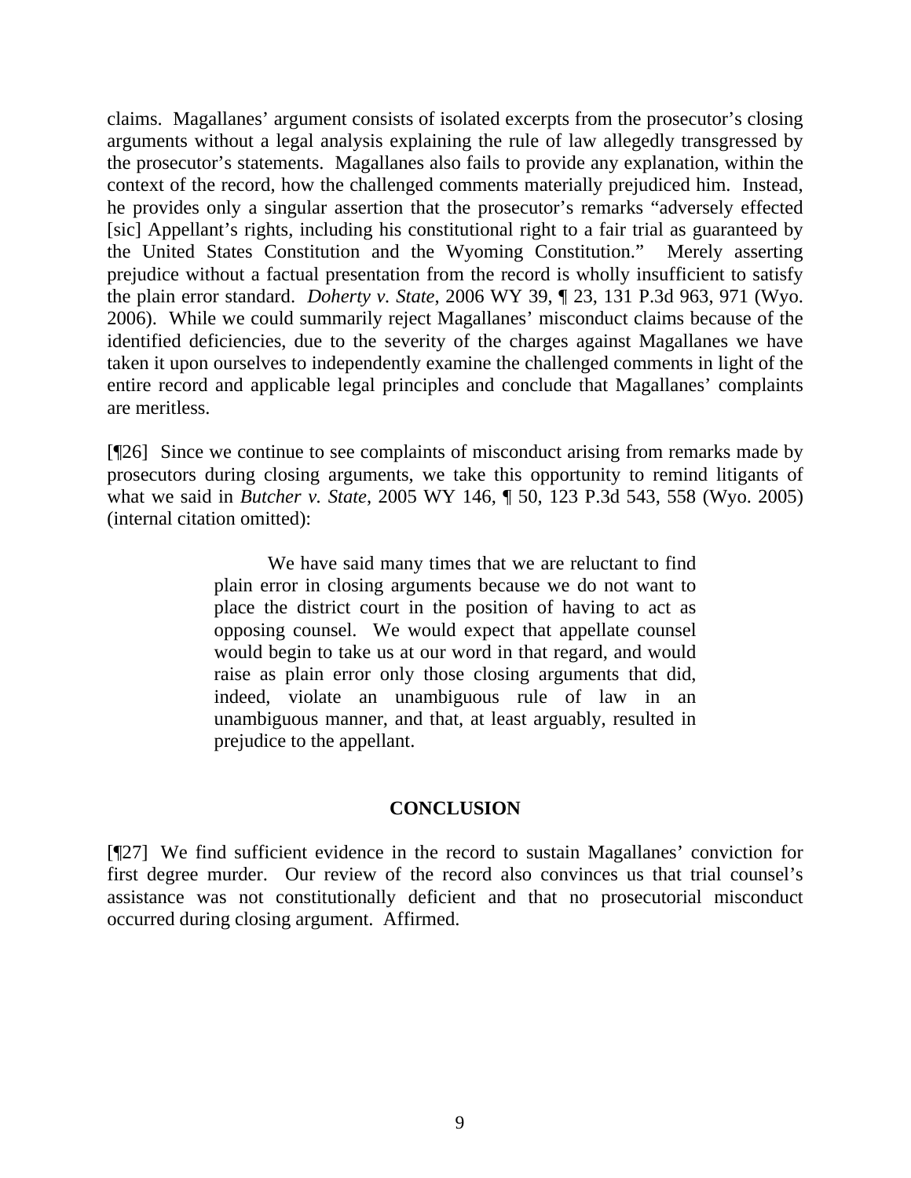claims. Magallanes' argument consists of isolated excerpts from the prosecutor's closing arguments without a legal analysis explaining the rule of law allegedly transgressed by the prosecutor's statements. Magallanes also fails to provide any explanation, within the context of the record, how the challenged comments materially prejudiced him. Instead, he provides only a singular assertion that the prosecutor's remarks "adversely effected [sic] Appellant's rights, including his constitutional right to a fair trial as guaranteed by the United States Constitution and the Wyoming Constitution." Merely asserting prejudice without a factual presentation from the record is wholly insufficient to satisfy the plain error standard. *Doherty v. State*, 2006 WY 39, ¶ 23, 131 P.3d 963, 971 (Wyo. 2006). While we could summarily reject Magallanes' misconduct claims because of the identified deficiencies, due to the severity of the charges against Magallanes we have taken it upon ourselves to independently examine the challenged comments in light of the entire record and applicable legal principles and conclude that Magallanes' complaints are meritless.

[¶26] Since we continue to see complaints of misconduct arising from remarks made by prosecutors during closing arguments, we take this opportunity to remind litigants of what we said in *Butcher v. State*, 2005 WY 146, ¶ 50, 123 P.3d 543, 558 (Wyo. 2005) (internal citation omitted):

> We have said many times that we are reluctant to find plain error in closing arguments because we do not want to place the district court in the position of having to act as opposing counsel. We would expect that appellate counsel would begin to take us at our word in that regard, and would raise as plain error only those closing arguments that did, indeed, violate an unambiguous rule of law in an unambiguous manner, and that, at least arguably, resulted in prejudice to the appellant.

## CONCLUSION

[¶27] We find sufficient evidence in the record to sustain Magallanes' conviction for first degree murder. Our review of the record also convinces us that trial counsel's assistance was not constitutionally deficient and that no prosecutorial misconduct occurred during closing argument. Affirmed.